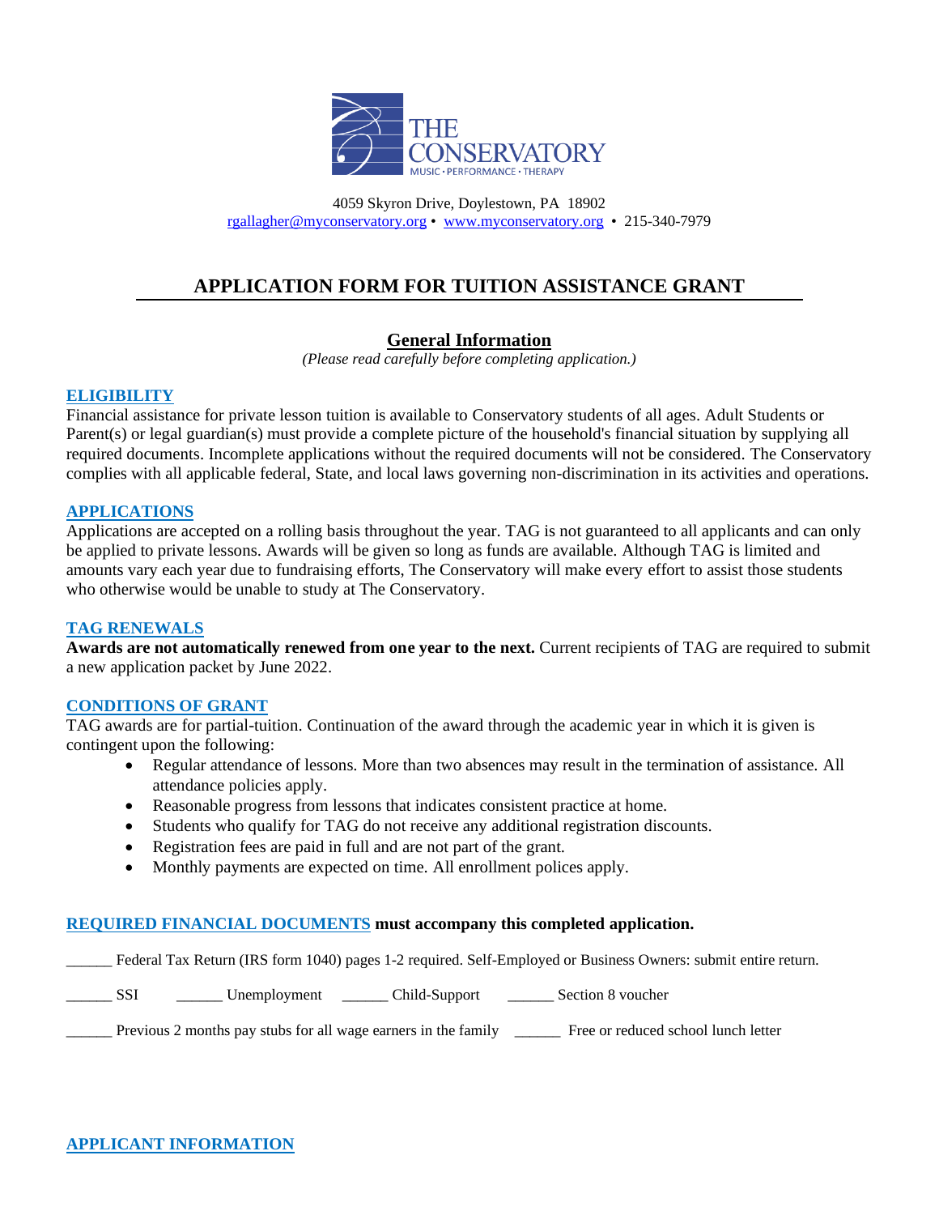THE CONSERVATORY
MUSIC · PERFORMANCE · THERAPY

4059 Skyron Drive, Doylestown, PA 18902
rgallagher@myconservatory.org • www.myconservatory.org • 215-340-7979

# APPLICATION FORM FOR TUITION ASSISTANCE GRANT

## General Information

*(Please read carefully before completing application.)*

### ELIGIBILITY

Financial assistance for private lesson tuition is available to Conservatory students of all ages. Adult Students or Parent(s) or legal guardian(s) must provide a complete picture of the household's financial situation by supplying all required documents. Incomplete applications without the required documents will not be considered. The Conservatory complies with all applicable federal, State, and local laws governing non-discrimination in its activities and operations.

### APPLICATIONS

Applications are accepted on a rolling basis throughout the year. TAG is not guaranteed to all applicants and can only be applied to private lessons. Awards will be given so long as funds are available. Although TAG is limited and amounts vary each year due to fundraising efforts, The Conservatory will make every effort to assist those students who otherwise would be unable to study at The Conservatory.

### TAG RENEWALS

**Awards are not automatically renewed from one year to the next.** Current recipients of TAG are required to submit a new application packet by June 2022.

### CONDITIONS OF GRANT

TAG awards are for partial-tuition. Continuation of the award through the academic year in which it is given is contingent upon the following:

- Regular attendance of lessons. More than two absences may result in the termination of assistance. All attendance policies apply.
- Reasonable progress from lessons that indicates consistent practice at home.
- Students who qualify for TAG do not receive any additional registration discounts.
- Registration fees are paid in full and are not part of the grant.
- Monthly payments are expected on time. All enrollment polices apply.

### REQUIRED FINANCIAL DOCUMENTS **must accompany this completed application.**

______ Federal Tax Return (IRS form 1040) pages 1-2 required. Self-Employed or Business Owners: submit entire return.

______ SSI ______ Unemployment ______ Child-Support ______ Section 8 voucher

______ Previous 2 months pay stubs for all wage earners in the family ______ Free or reduced school lunch letter

### APPLICANT INFORMATION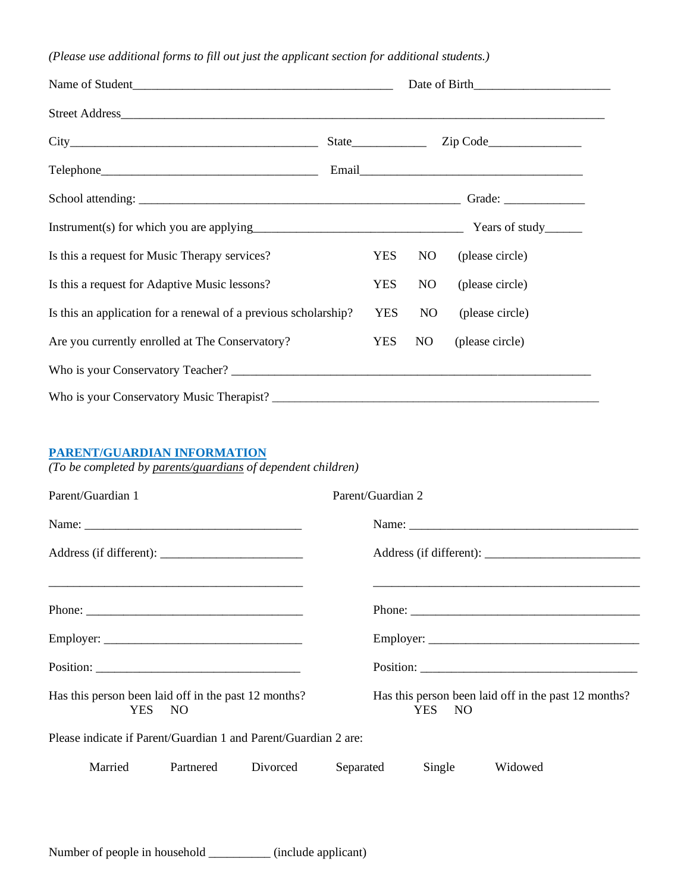*(Please use additional forms to fill out just the applicant section for additional students.)*

Name of Student__________________________________________ Date of Birth_____________________

Street Address_____________________________________________________________________________

City________________________________________ State____________ Zip Code_______________

Telephone___________________________________ Email____________________________________

School attending: ____________________________________________________ Grade: _____________

Instrument(s) for which you are applying_________________________________ Years of study______

Is this a request for Music Therapy services? YES NO (please circle)

Is this a request for Adaptive Music lessons? YES NO (please circle)

Is this an application for a renewal of a previous scholarship? YES NO (please circle)

Are you currently enrolled at The Conservatory? YES NO (please circle)

Who is your Conservatory Teacher? ___________________________________________________________

Who is your Conservatory Music Therapist? ____________________________________________________

## PARENT/GUARDIAN INFORMATION

*(To be completed by parents/guardians of dependent children)*

**Parent/Guardian 1**

Name: ___________________________________

Address (if different): _______________________

_________________________________________

Phone: ___________________________________

Employer: ________________________________

Position: _________________________________

Has this person been laid off in the past 12 months? YES NO

**Parent/Guardian 2**

Name: _____________________________________

Address (if different): _________________________

___________________________________________

Phone: _____________________________________

Employer: ___________________________________

Position: ____________________________________

Has this person been laid off in the past 12 months? YES NO

Please indicate if Parent/Guardian 1 and Parent/Guardian 2 are:

Married Partnered Divorced Separated Single Widowed

Number of people in household __________ (include applicant)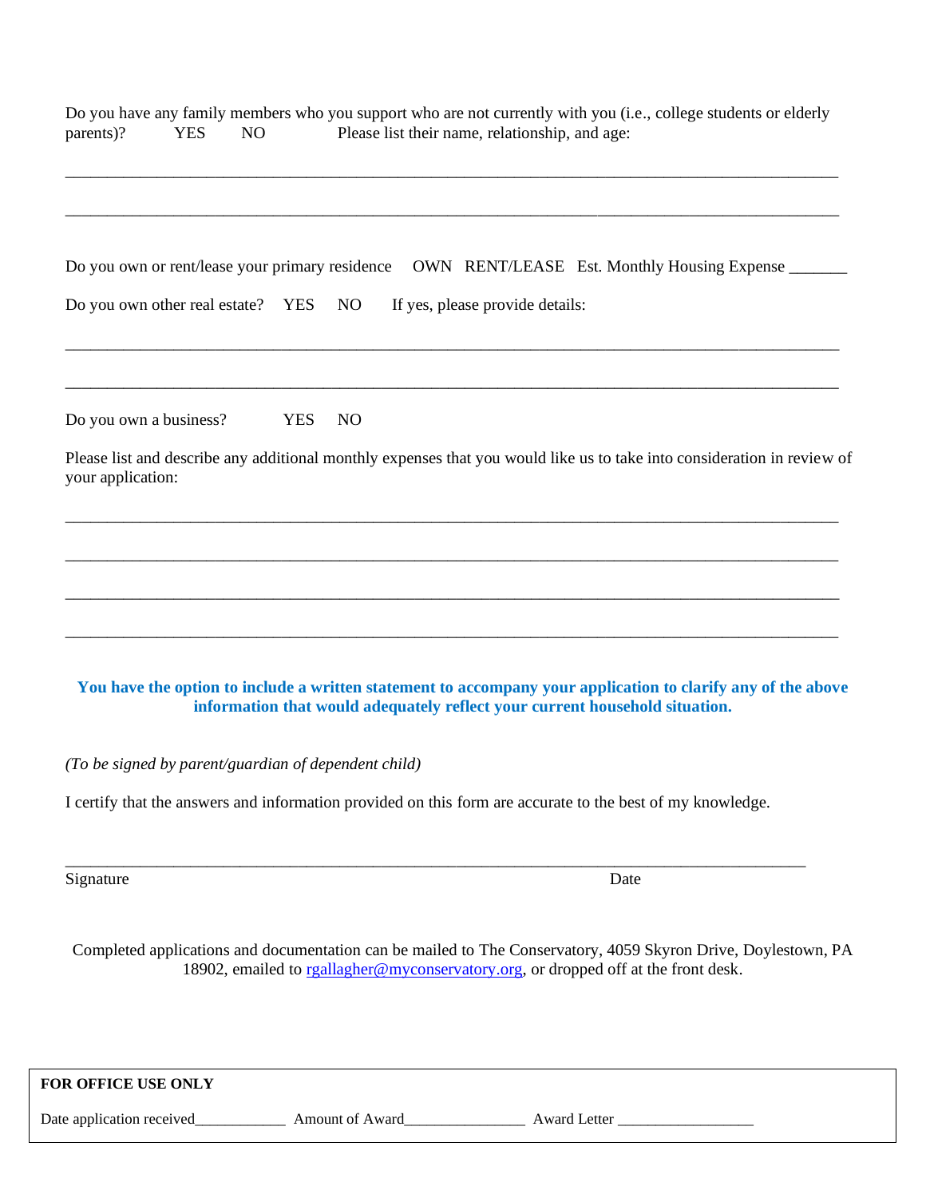Do you have any family members who you support who are not currently with you (i.e., college students or elderly parents)? YES NO Please list their name, relationship, and age:

_______________________________________________________________________________________

_______________________________________________________________________________________

Do you own or rent/lease your primary residence OWN RENT/LEASE Est. Monthly Housing Expense _______

Do you own other real estate? YES NO If yes, please provide details:

_______________________________________________________________________________________

_______________________________________________________________________________________

Do you own a business? YES NO

Please list and describe any additional monthly expenses that you would like us to take into consideration in review of your application:

_______________________________________________________________________________________

_______________________________________________________________________________________

_______________________________________________________________________________________

_______________________________________________________________________________________

**You have the option to include a written statement to accompany your application to clarify any of the above information that would adequately reflect your current household situation.**

*(To be signed by parent/guardian of dependent child)*

I certify that the answers and information provided on this form are accurate to the best of my knowledge.

_______________________________________________________________________________________

Signature Date

Completed applications and documentation can be mailed to The Conservatory, 4059 Skyron Drive, Doylestown, PA 18902, emailed to rgallagher@myconservatory.org, or dropped off at the front desk.

**FOR OFFICE USE ONLY**

Date application received____________ Amount of Award________________ Award Letter __________________